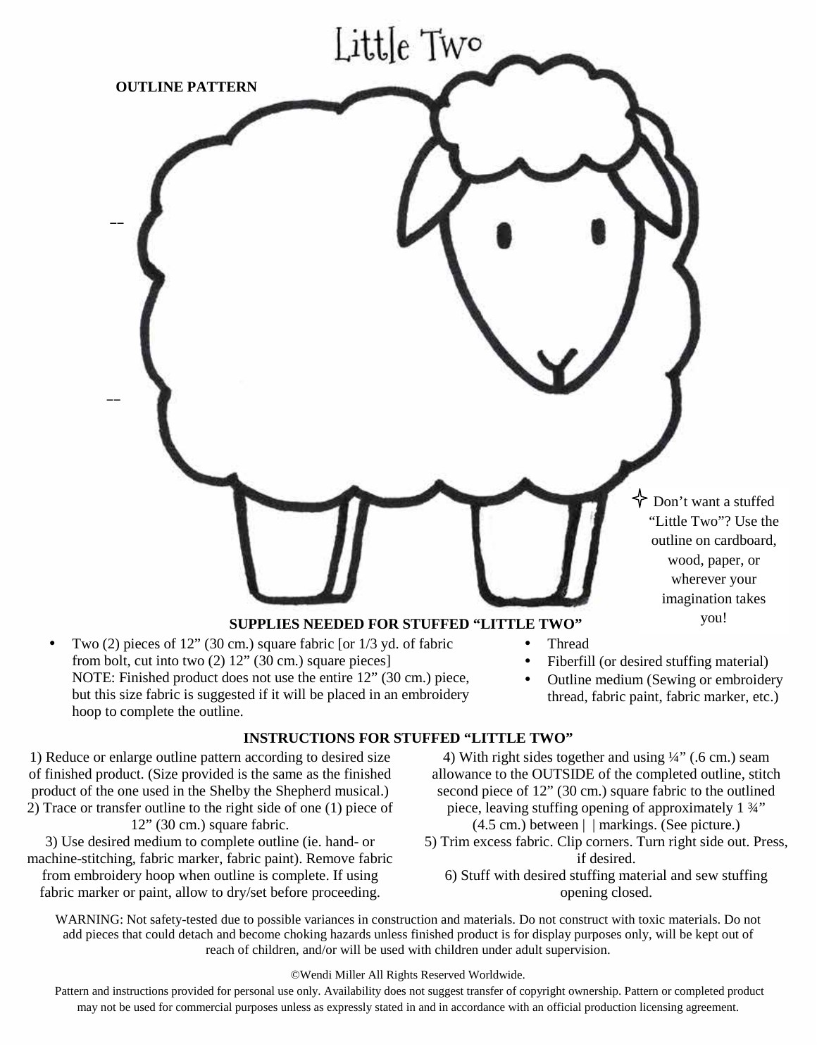# Little Two

**OUTLINE PATTERN**

✧ Don't want a stuffed "Little Two"? Use the outline on cardboard, wood, paper, or wherever your imagination takes you!

## SUPPLIES NEEDED FOR STUFFED "LITTLE TWO"

- Two (2) pieces of 12" (30 cm.) square fabric [or 1/3 yd. of fabric from bolt, cut into two (2) 12" (30 cm.) square pieces]
  NOTE: Finished product does not use the entire 12" (30 cm.) piece, but this size fabric is suggested if it will be placed in an embroidery hoop to complete the outline.
- Thread
- Fiberfill (or desired stuffing material)
- Outline medium (Sewing or embroidery thread, fabric paint, fabric marker, etc.)

## INSTRUCTIONS FOR STUFFED "LITTLE TWO"

1) Reduce or enlarge outline pattern according to desired size of finished product. (Size provided is the same as the finished product of the one used in the Shelby the Shepherd musical.)
2) Trace or transfer outline to the right side of one (1) piece of 12" (30 cm.) square fabric.
3) Use desired medium to complete outline (ie. hand- or machine-stitching, fabric marker, fabric paint). Remove fabric from embroidery hoop when outline is complete. If using fabric marker or paint, allow to dry/set before proceeding.
4) With right sides together and using ¼" (.6 cm.) seam allowance to the OUTSIDE of the completed outline, stitch second piece of 12" (30 cm.) square fabric to the outlined piece, leaving stuffing opening of approximately 1 ¾" (4.5 cm.) between | | markings. (See picture.)
5) Trim excess fabric. Clip corners. Turn right side out. Press, if desired.
6) Stuff with desired stuffing material and sew stuffing opening closed.

WARNING: Not safety-tested due to possible variances in construction and materials. Do not construct with toxic materials. Do not add pieces that could detach and become choking hazards unless finished product is for display purposes only, will be kept out of reach of children, and/or will be used with children under adult supervision.

©Wendi Miller All Rights Reserved Worldwide.

Pattern and instructions provided for personal use only. Availability does not suggest transfer of copyright ownership. Pattern or completed product may not be used for commercial purposes unless as expressly stated in and in accordance with an official production licensing agreement.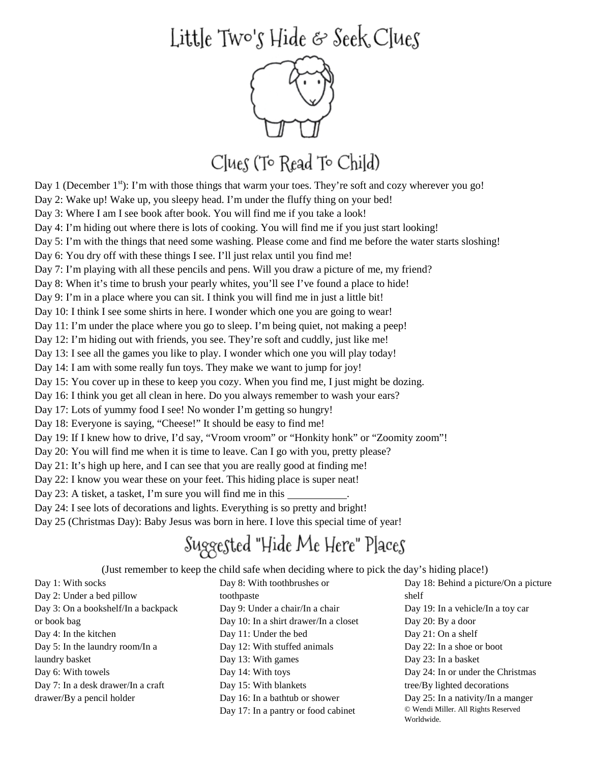# Little Two's Hide & Seek Clues

## Clues (To Read To Child)

Day 1 (December 1st): I'm with those things that warm your toes. They're soft and cozy wherever you go!

Day 2: Wake up! Wake up, you sleepy head. I'm under the fluffy thing on your bed!

Day 3: Where I am I see book after book. You will find me if you take a look!

Day 4: I'm hiding out where there is lots of cooking. You will find me if you just start looking!

Day 5: I'm with the things that need some washing. Please come and find me before the water starts sloshing!

Day 6: You dry off with these things I see. I'll just relax until you find me!

Day 7: I'm playing with all these pencils and pens. Will you draw a picture of me, my friend?

Day 8: When it's time to brush your pearly whites, you'll see I've found a place to hide!

Day 9: I'm in a place where you can sit. I think you will find me in just a little bit!

Day 10: I think I see some shirts in here. I wonder which one you are going to wear!

Day 11: I'm under the place where you go to sleep. I'm being quiet, not making a peep!

Day 12: I'm hiding out with friends, you see. They're soft and cuddly, just like me!

Day 13: I see all the games you like to play. I wonder which one you will play today!

Day 14: I am with some really fun toys. They make we want to jump for joy!

Day 15: You cover up in these to keep you cozy. When you find me, I just might be dozing.

Day 16: I think you get all clean in here. Do you always remember to wash your ears?

Day 17: Lots of yummy food I see! No wonder I'm getting so hungry!

Day 18: Everyone is saying, "Cheese!" It should be easy to find me!

Day 19: If I knew how to drive, I'd say, "Vroom vroom" or "Honkity honk" or "Zoomity zoom"!

Day 20: You will find me when it is time to leave. Can I go with you, pretty please?

Day 21: It's high up here, and I can see that you are really good at finding me!

Day 22: I know you wear these on your feet. This hiding place is super neat!

Day 23: A tisket, a tasket, I'm sure you will find me in this ___________.

Day 24: I see lots of decorations and lights. Everything is so pretty and bright!

Day 25 (Christmas Day): Baby Jesus was born in here. I love this special time of year!

## Suggested "Hide Me Here" Places

(Just remember to keep the child safe when deciding where to pick the day's hiding place!)

Day 1: With socks

Day 2: Under a bed pillow

Day 3: On a bookshelf/In a backpack or book bag

Day 4: In the kitchen

Day 5: In the laundry room/In a laundry basket

Day 6: With towels

Day 7: In a desk drawer/In a craft drawer/By a pencil holder

Day 8: With toothbrushes or toothpaste

Day 9: Under a chair/In a chair

Day 10: In a shirt drawer/In a closet

Day 11: Under the bed

Day 12: With stuffed animals

Day 13: With games

Day 14: With toys

Day 15: With blankets

Day 16: In a bathtub or shower

Day 17: In a pantry or food cabinet

Day 18: Behind a picture/On a picture shelf

Day 19: In a vehicle/In a toy car

Day 20: By a door

Day 21: On a shelf

Day 22: In a shoe or boot

Day 23: In a basket

Day 24: In or under the Christmas tree/By lighted decorations

Day 25: In a nativity/In a manger

© Wendi Miller. All Rights Reserved Worldwide.